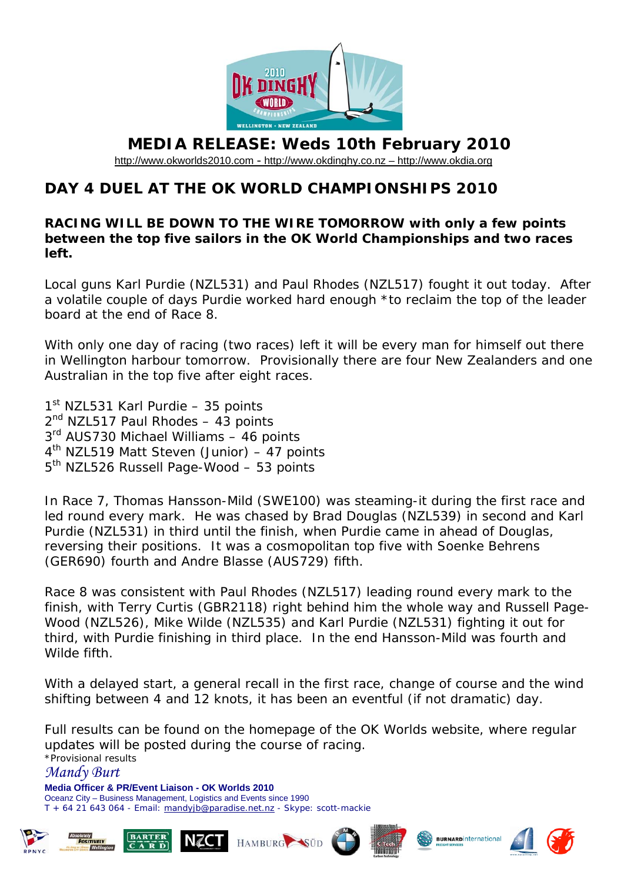# MEDIA RELEASE: Weds 10th February 2010

http://www.okworlds2010.com - http://www.okdinghy.co.nz – http://www.okdia.org

## DAY 4 DUEL AT THE OK WORLD CHAMPIONSHIPS 2010

**RACING WILL BE DOWN TO THE WIRE TOMORROW with only a few points between the top five sailors in the OK World Championships and two races left.**

Local guns Karl Purdie (NZL531) and Paul Rhodes (NZL517) fought it out today. After a volatile couple of days Purdie worked hard enough *to reclaim the top of the leader board at the end of Race 8.

With only one day of racing (two races) left it will be every man for himself out there in Wellington harbour tomorrow. Provisionally there are four New Zealanders and one Australian in the top five after eight races.

1st NZL531 Karl Purdie – 35 points
2nd NZL517 Paul Rhodes – 43 points
3rd AUS730 Michael Williams – 46 points
4th NZL519 Matt Steven (Junior) – 47 points
5th NZL526 Russell Page-Wood – 53 points

In Race 7, Thomas Hansson-Mild (SWE100) was steaming-it during the first race and led round every mark. He was chased by Brad Douglas (NZL539) in second and Karl Purdie (NZL531) in third until the finish, when Purdie came in ahead of Douglas, reversing their positions. It was a cosmopolitan top five with Soenke Behrens (GER690) fourth and Andre Blasse (AUS729) fifth.

Race 8 was consistent with Paul Rhodes (NZL517) leading round every mark to the finish, with Terry Curtis (GBR2118) right behind him the whole way and Russell Page-Wood (NZL526), Mike Wilde (NZL535) and Karl Purdie (NZL531) fighting it out for third, with Purdie finishing in third place. In the end Hansson-Mild was fourth and Wilde fifth.

With a delayed start, a general recall in the first race, change of course and the wind shifting between 4 and 12 knots, it has been an eventful (if not dramatic) day.

Full results can be found on the homepage of the OK Worlds website, where regular updates will be posted during the course of racing.

*Provisional results

*Mandy Burt*

**Media Officer & PR/Event Liaison - OK Worlds 2010**
Oceanz City – Business Management, Logistics and Events since 1990
T + 64 21 643 064 - Email: mandyjb@paradise.net.nz - Skype: scott-mackie